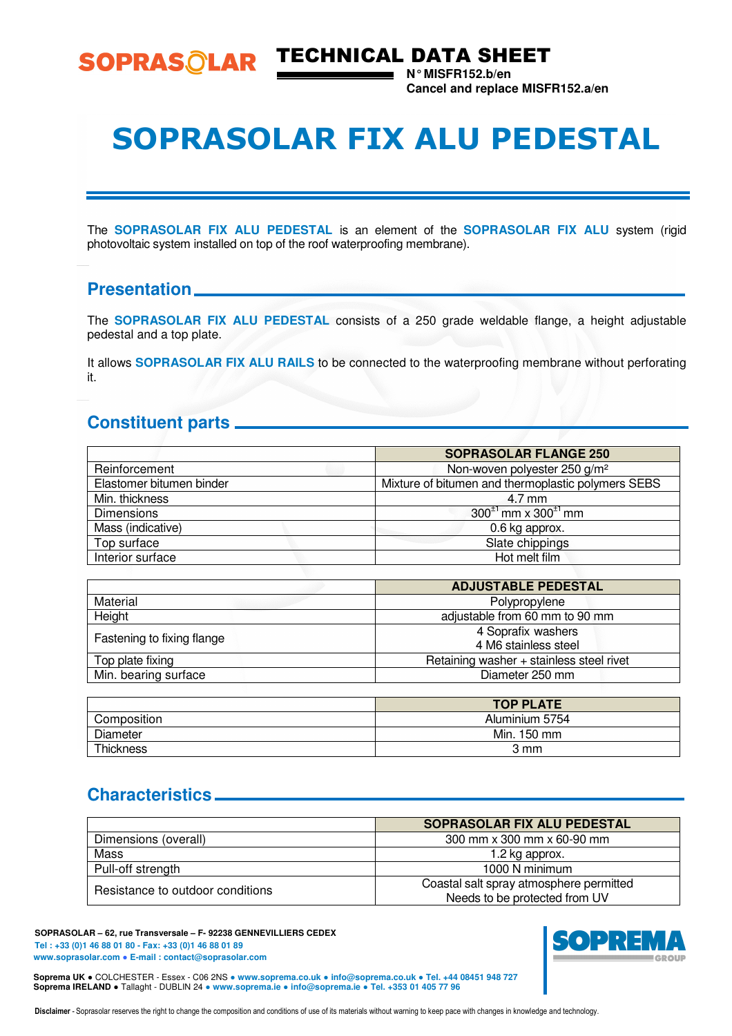SOPRASOLAR

# TECHNICAL DATA SHEET

**N° MISFR152.b/en**
**Cancel and replace MISFR152.a/en**

# SOPRASOLAR FIX ALU PEDESTAL

The **SOPRASOLAR FIX ALU PEDESTAL** is an element of the **SOPRASOLAR FIX ALU** system (rigid photovoltaic system installed on top of the roof waterproofing membrane).

## Presentation

The **SOPRASOLAR FIX ALU PEDESTAL** consists of a 250 grade weldable flange, a height adjustable pedestal and a top plate.

It allows **SOPRASOLAR FIX ALU RAILS** to be connected to the waterproofing membrane without perforating it.

## Constituent parts

| | **SOPRASOLAR FLANGE 250** |
|---|---|
| Reinforcement | Non-woven polyester 250 g/m² |
| Elastomer bitumen binder | Mixture of bitumen and thermoplastic polymers SEBS |
| Min. thickness | 4.7 mm |
| Dimensions | $300^{\pm1}$ mm x $300^{\pm1}$ mm |
| Mass (indicative) | 0.6 kg approx. |
| Top surface | Slate chippings |
| Interior surface | Hot melt film |

| | **ADJUSTABLE PEDESTAL** |
|---|---|
| Material | Polypropylene |
| Height | adjustable from 60 mm to 90 mm |
| Fastening to fixing flange | 4 Soprafix washers<br>4 M6 stainless steel |
| Top plate fixing | Retaining washer + stainless steel rivet |
| Min. bearing surface | Diameter 250 mm |

| | **TOP PLATE** |
|---|---|
| Composition | Aluminium 5754 |
| Diameter | Min. 150 mm |
| Thickness | 3 mm |

## Characteristics

| | **SOPRASOLAR FIX ALU PEDESTAL** |
|---|---|
| Dimensions (overall) | 300 mm x 300 mm x 60-90 mm |
| Mass | 1.2 kg approx. |
| Pull-off strength | 1000 N minimum |
| Resistance to outdoor conditions | Coastal salt spray atmosphere permitted<br>Needs to be protected from UV |

**SOPRASOLAR – 62, rue Transversale – F- 92238 GENNEVILLIERS CEDEX**
**Tel : +33 (0)1 46 88 01 80 - Fax: +33 (0)1 46 88 01 89**
**www.soprasolar.com ● E-mail : contact@soprasolar.com**

SOPREMA GROUP

**Soprema UK** ● COLCHESTER - Essex - C06 2NS ● **www.soprema.co.uk ● info@soprema.co.uk ● Tel. +44 08451 948 727**
**Soprema IRELAND** ● Tallaght - DUBLIN 24 ● **www.soprema.ie ● info@soprema.ie ● Tel. +353 01 405 77 96**

**Disclaimer** - Soprasolar reserves the right to change the composition and conditions of use of its materials without warning to keep pace with changes in knowledge and technology.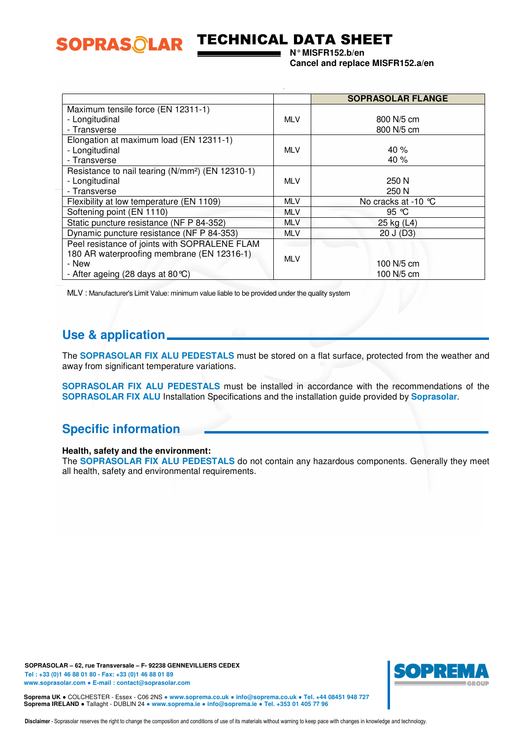| | | SOPRASOLAR FLANGE |
|---|---|---|
| Maximum tensile force (EN 12311-1)<br>- Longitudinal<br>- Transverse | MLV | 800 N/5 cm<br>800 N/5 cm |
| Elongation at maximum load (EN 12311-1)<br>- Longitudinal<br>- Transverse | MLV | 40 %<br>40 % |
| Resistance to nail tearing (N/mm²) (EN 12310-1)<br>- Longitudinal<br>- Transverse | MLV | 250 N<br>250 N |
| Flexibility at low temperature (EN 1109) | MLV | No cracks at -10 °C |
| Softening point (EN 1110) | MLV | 95 °C |
| Static puncture resistance (NF P 84-352) | MLV | 25 kg (L4) |
| Dynamic puncture resistance (NF P 84-353) | MLV | 20 J (D3) |
| Peel resistance of joints with SOPRALENE FLAM 180 AR waterproofing membrane (EN 12316-1)<br>- New<br>- After ageing (28 days at 80°C) | MLV | 100 N/5 cm<br>100 N/5 cm |

MLV : Manufacturer's Limit Value: minimum value liable to be provided under the quality system

## Use & application

The **SOPRASOLAR FIX ALU PEDESTALS** must be stored on a flat surface, protected from the weather and away from significant temperature variations.

**SOPRASOLAR FIX ALU PEDESTALS** must be installed in accordance with the recommendations of the **SOPRASOLAR FIX ALU** Installation Specifications and the installation guide provided by **Soprasolar**.

## Specific information

**Health, safety and the environment:**
The **SOPRASOLAR FIX ALU PEDESTALS** do not contain any hazardous components. Generally they meet all health, safety and environmental requirements.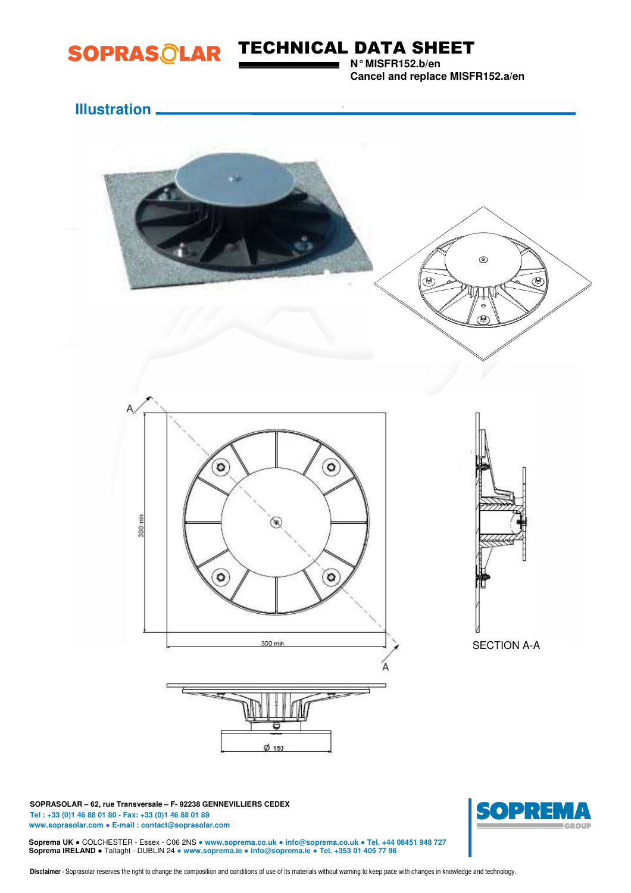# SOPRASOLAR TECHNICAL DATA SHEET

N° MISFR152.b/en
Cancel and replace MISFR152.a/en

## Illustration

A

300 min

300 min

A

SECTION A-A

Ø 150

**SOPRASOLAR – 62, rue Transversale – F- 92238 GENNEVILLIERS CEDEX**
Tel : +33 (0)1 46 88 01 80 - Fax: +33 (0)1 46 88 01 89
www.soprasolar.com ● E-mail : contact@soprasolar.com

**Soprema UK** ● COLCHESTER - Essex - C06 2NS ● www.soprema.co.uk ● info@soprema.co.uk ● Tel. +44 08451 948 727
**Soprema IRELAND** ● Tallaght - DUBLIN 24 ● www.soprema.ie ● info@soprema.ie ● Tel. +353 01 405 77 96

SOPREMA GROUP

**Disclaimer** - Soprasolar reserves the right to change the composition and conditions of use of its materials without warning to keep pace with changes in knowledge and technology.